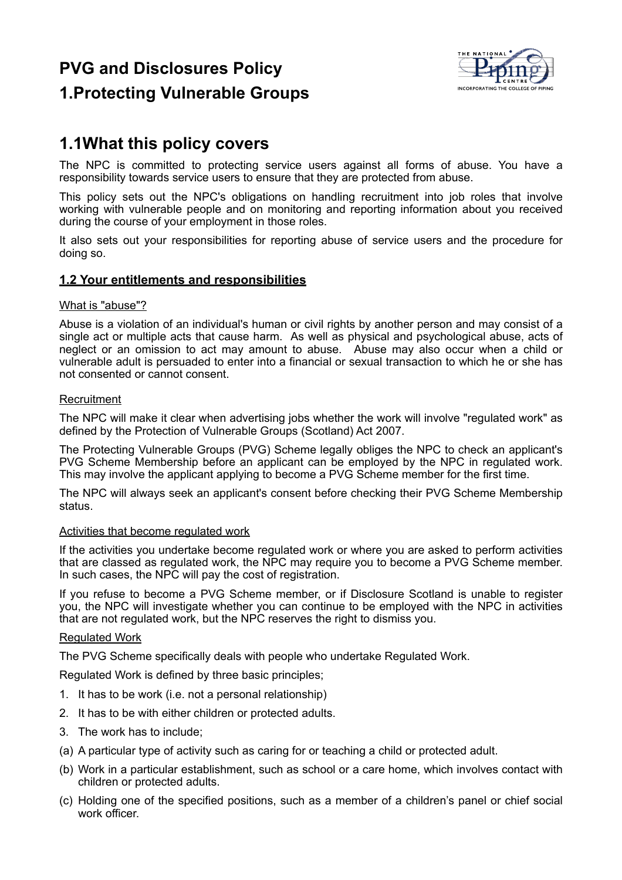# PVG and Disclosures Policy

# 1.Protecting Vulnerable Groups

## 1.1What this policy covers

The NPC is committed to protecting service users against all forms of abuse. You have a responsibility towards service users to ensure that they are protected from abuse.

This policy sets out the NPC's obligations on handling recruitment into job roles that involve working with vulnerable people and on monitoring and reporting information about you received during the course of your employment in those roles.

It also sets out your responsibilities for reporting abuse of service users and the procedure for doing so.

### 1.2 Your entitlements and responsibilities

What is "abuse"?

Abuse is a violation of an individual's human or civil rights by another person and may consist of a single act or multiple acts that cause harm. As well as physical and psychological abuse, acts of neglect or an omission to act may amount to abuse. Abuse may also occur when a child or vulnerable adult is persuaded to enter into a financial or sexual transaction to which he or she has not consented or cannot consent.

Recruitment

The NPC will make it clear when advertising jobs whether the work will involve "regulated work" as defined by the Protection of Vulnerable Groups (Scotland) Act 2007.

The Protecting Vulnerable Groups (PVG) Scheme legally obliges the NPC to check an applicant's PVG Scheme Membership before an applicant can be employed by the NPC in regulated work. This may involve the applicant applying to become a PVG Scheme member for the first time.

The NPC will always seek an applicant's consent before checking their PVG Scheme Membership status.

Activities that become regulated work

If the activities you undertake become regulated work or where you are asked to perform activities that are classed as regulated work, the NPC may require you to become a PVG Scheme member. In such cases, the NPC will pay the cost of registration.

If you refuse to become a PVG Scheme member, or if Disclosure Scotland is unable to register you, the NPC will investigate whether you can continue to be employed with the NPC in activities that are not regulated work, but the NPC reserves the right to dismiss you.

Regulated Work

The PVG Scheme specifically deals with people who undertake Regulated Work.

Regulated Work is defined by three basic principles;

1. It has to be work (i.e. not a personal relationship)
2. It has to be with either children or protected adults.
3. The work has to include;

(a) A particular type of activity such as caring for or teaching a child or protected adult.

(b) Work in a particular establishment, such as school or a care home, which involves contact with children or protected adults.

(c) Holding one of the specified positions, such as a member of a children's panel or chief social work officer.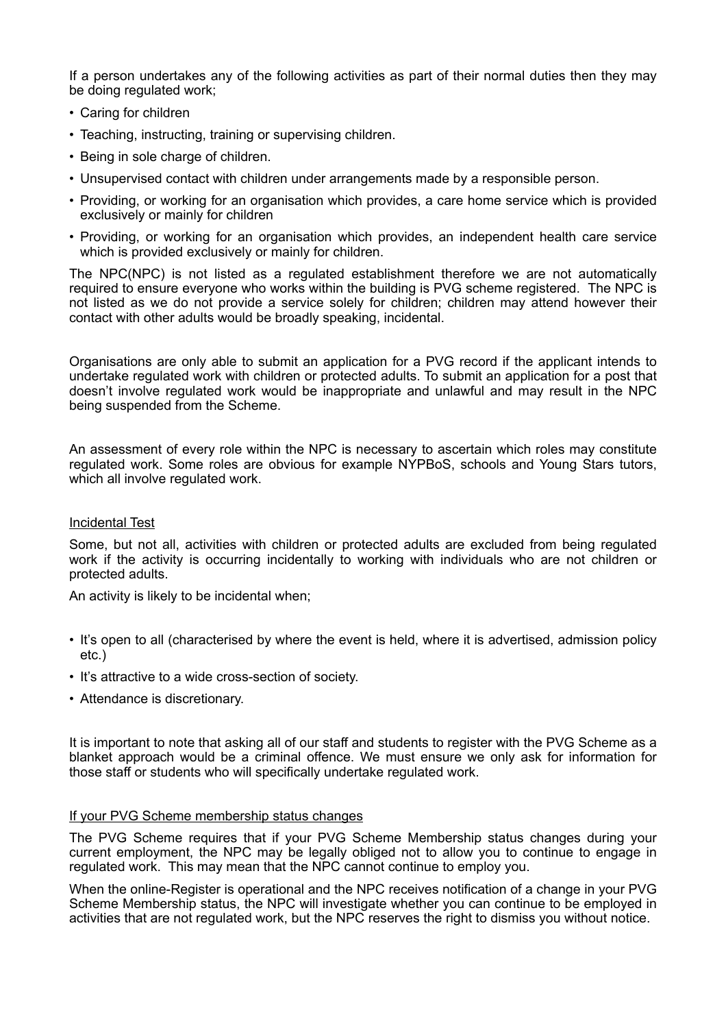If a person undertakes any of the following activities as part of their normal duties then they may be doing regulated work;

- Caring for children
- Teaching, instructing, training or supervising children.
- Being in sole charge of children.
- Unsupervised contact with children under arrangements made by a responsible person.
- Providing, or working for an organisation which provides, a care home service which is provided exclusively or mainly for children
- Providing, or working for an organisation which provides, an independent health care service which is provided exclusively or mainly for children.

The NPC(NPC) is not listed as a regulated establishment therefore we are not automatically required to ensure everyone who works within the building is PVG scheme registered. The NPC is not listed as we do not provide a service solely for children; children may attend however their contact with other adults would be broadly speaking, incidental.

Organisations are only able to submit an application for a PVG record if the applicant intends to undertake regulated work with children or protected adults. To submit an application for a post that doesn't involve regulated work would be inappropriate and unlawful and may result in the NPC being suspended from the Scheme.

An assessment of every role within the NPC is necessary to ascertain which roles may constitute regulated work. Some roles are obvious for example NYPBoS, schools and Young Stars tutors, which all involve regulated work.

<u>Incidental Test</u>

Some, but not all, activities with children or protected adults are excluded from being regulated work if the activity is occurring incidentally to working with individuals who are not children or protected adults.

An activity is likely to be incidental when;

- It's open to all (characterised by where the event is held, where it is advertised, admission policy etc.)
- It's attractive to a wide cross-section of society.
- Attendance is discretionary.

It is important to note that asking all of our staff and students to register with the PVG Scheme as a blanket approach would be a criminal offence. We must ensure we only ask for information for those staff or students who will specifically undertake regulated work.

<u>If your PVG Scheme membership status changes</u>

The PVG Scheme requires that if your PVG Scheme Membership status changes during your current employment, the NPC may be legally obliged not to allow you to continue to engage in regulated work. This may mean that the NPC cannot continue to employ you.

When the online-Register is operational and the NPC receives notification of a change in your PVG Scheme Membership status, the NPC will investigate whether you can continue to be employed in activities that are not regulated work, but the NPC reserves the right to dismiss you without notice.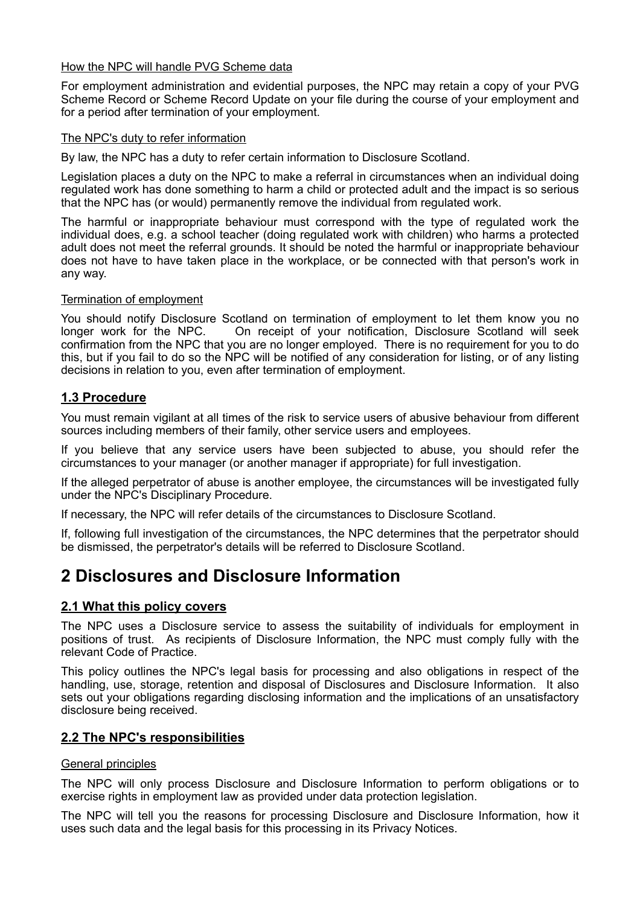How the NPC will handle PVG Scheme data

For employment administration and evidential purposes, the NPC may retain a copy of your PVG Scheme Record or Scheme Record Update on your file during the course of your employment and for a period after termination of your employment.

The NPC's duty to refer information

By law, the NPC has a duty to refer certain information to Disclosure Scotland.

Legislation places a duty on the NPC to make a referral in circumstances when an individual doing regulated work has done something to harm a child or protected adult and the impact is so serious that the NPC has (or would) permanently remove the individual from regulated work.

The harmful or inappropriate behaviour must correspond with the type of regulated work the individual does, e.g. a school teacher (doing regulated work with children) who harms a protected adult does not meet the referral grounds. It should be noted the harmful or inappropriate behaviour does not have to have taken place in the workplace, or be connected with that person's work in any way.

Termination of employment

You should notify Disclosure Scotland on termination of employment to let them know you no longer work for the NPC. On receipt of your notification, Disclosure Scotland will seek confirmation from the NPC that you are no longer employed. There is no requirement for you to do this, but if you fail to do so the NPC will be notified of any consideration for listing, or of any listing decisions in relation to you, even after termination of employment.

### 1.3 Procedure

You must remain vigilant at all times of the risk to service users of abusive behaviour from different sources including members of their family, other service users and employees.

If you believe that any service users have been subjected to abuse, you should refer the circumstances to your manager (or another manager if appropriate) for full investigation.

If the alleged perpetrator of abuse is another employee, the circumstances will be investigated fully under the NPC's Disciplinary Procedure.

If necessary, the NPC will refer details of the circumstances to Disclosure Scotland.

If, following full investigation of the circumstances, the NPC determines that the perpetrator should be dismissed, the perpetrator's details will be referred to Disclosure Scotland.

## 2 Disclosures and Disclosure Information

### 2.1 What this policy covers

The NPC uses a Disclosure service to assess the suitability of individuals for employment in positions of trust. As recipients of Disclosure Information, the NPC must comply fully with the relevant Code of Practice.

This policy outlines the NPC's legal basis for processing and also obligations in respect of the handling, use, storage, retention and disposal of Disclosures and Disclosure Information. It also sets out your obligations regarding disclosing information and the implications of an unsatisfactory disclosure being received.

### 2.2 The NPC's responsibilities

General principles

The NPC will only process Disclosure and Disclosure Information to perform obligations or to exercise rights in employment law as provided under data protection legislation.

The NPC will tell you the reasons for processing Disclosure and Disclosure Information, how it uses such data and the legal basis for this processing in its Privacy Notices.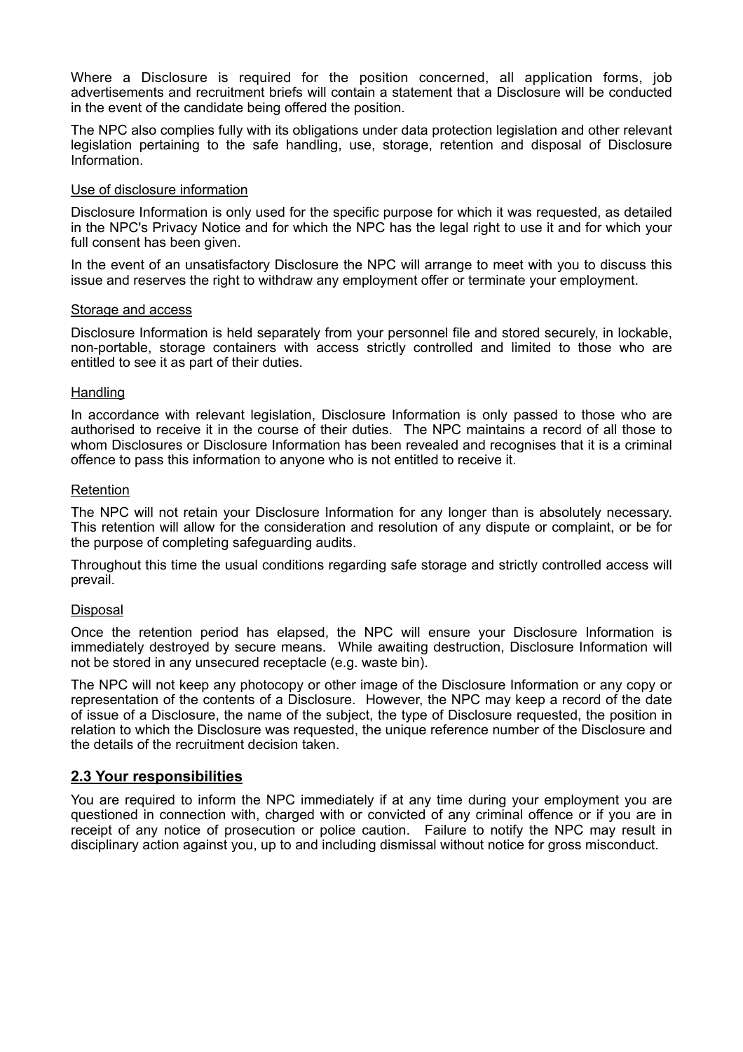Where a Disclosure is required for the position concerned, all application forms, job advertisements and recruitment briefs will contain a statement that a Disclosure will be conducted in the event of the candidate being offered the position.

The NPC also complies fully with its obligations under data protection legislation and other relevant legislation pertaining to the safe handling, use, storage, retention and disposal of Disclosure Information.

<u>Use of disclosure information</u>

Disclosure Information is only used for the specific purpose for which it was requested, as detailed in the NPC's Privacy Notice and for which the NPC has the legal right to use it and for which your full consent has been given.

In the event of an unsatisfactory Disclosure the NPC will arrange to meet with you to discuss this issue and reserves the right to withdraw any employment offer or terminate your employment.

<u>Storage and access</u>

Disclosure Information is held separately from your personnel file and stored securely, in lockable, non-portable, storage containers with access strictly controlled and limited to those who are entitled to see it as part of their duties.

<u>Handling</u>

In accordance with relevant legislation, Disclosure Information is only passed to those who are authorised to receive it in the course of their duties. The NPC maintains a record of all those to whom Disclosures or Disclosure Information has been revealed and recognises that it is a criminal offence to pass this information to anyone who is not entitled to receive it.

<u>Retention</u>

The NPC will not retain your Disclosure Information for any longer than is absolutely necessary. This retention will allow for the consideration and resolution of any dispute or complaint, or be for the purpose of completing safeguarding audits.

Throughout this time the usual conditions regarding safe storage and strictly controlled access will prevail.

<u>Disposal</u>

Once the retention period has elapsed, the NPC will ensure your Disclosure Information is immediately destroyed by secure means. While awaiting destruction, Disclosure Information will not be stored in any unsecured receptacle (e.g. waste bin).

The NPC will not keep any photocopy or other image of the Disclosure Information or any copy or representation of the contents of a Disclosure. However, the NPC may keep a record of the date of issue of a Disclosure, the name of the subject, the type of Disclosure requested, the position in relation to which the Disclosure was requested, the unique reference number of the Disclosure and the details of the recruitment decision taken.

## 2.3 Your responsibilities

You are required to inform the NPC immediately if at any time during your employment you are questioned in connection with, charged with or convicted of any criminal offence or if you are in receipt of any notice of prosecution or police caution. Failure to notify the NPC may result in disciplinary action against you, up to and including dismissal without notice for gross misconduct.